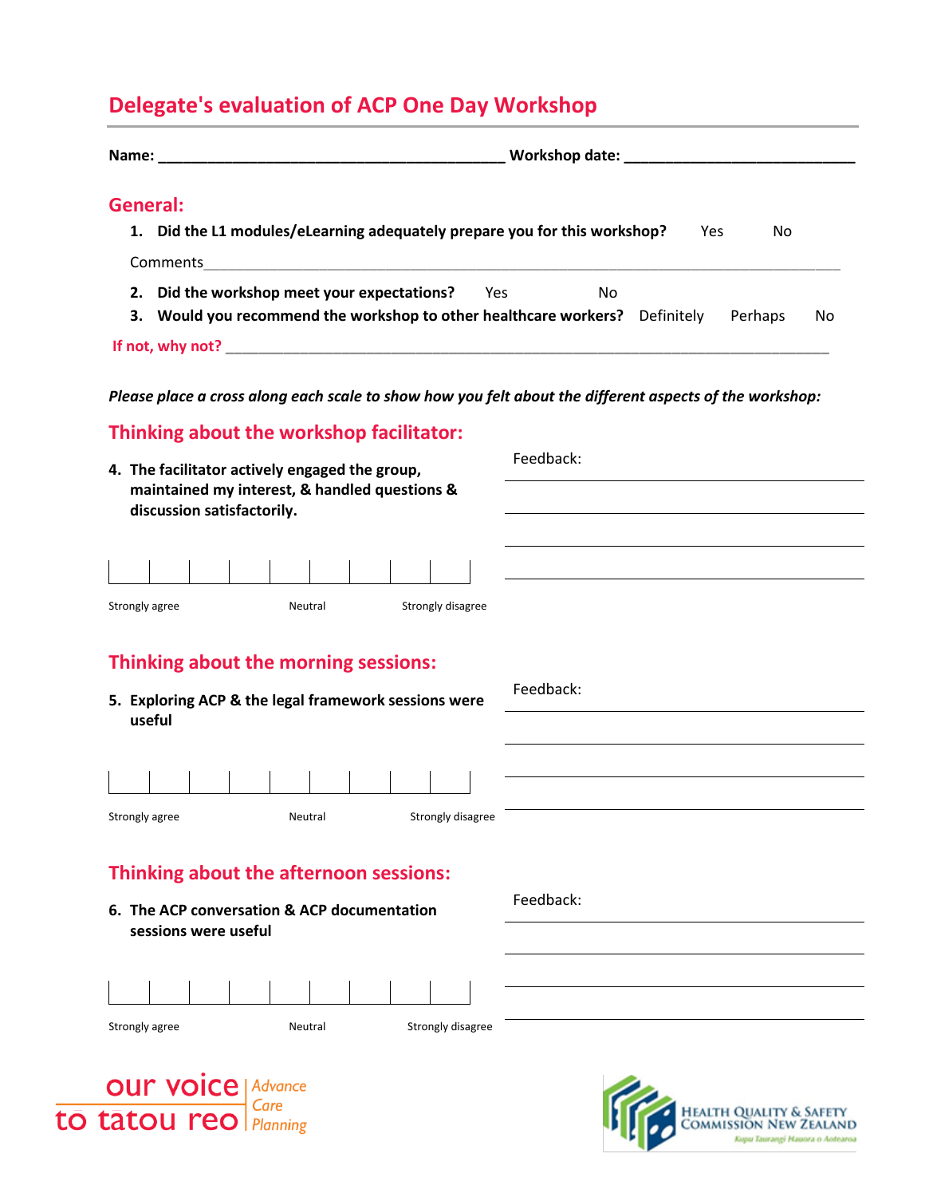# Delegate's evaluation of ACP One Day Workshop

**Name:** ________________________________________ **Workshop date:** __________________________

## General:

1. **Did the L1 modules/eLearning adequately prepare you for this workshop?** Yes No

Comments___________________________________________________________________________

2. **Did the workshop meet your expectations?** Yes No
3. **Would you recommend the workshop to other healthcare workers?** Definitely Perhaps No

**If not, why not?** ______________________________________________________________________

***Please place a cross along each scale to show how you felt about the different aspects of the workshop:***

## Thinking about the workshop facilitator:

4. **The facilitator actively engaged the group, maintained my interest, & handled questions & discussion satisfactorily.**

| | | | | | | | | |
|---|---|---|---|---|---|---|---|---|
| | | | | | | | | |

Strongly agree Neutral Strongly disagree

Feedback:

______________________________________________

______________________________________________

______________________________________________

______________________________________________

## Thinking about the morning sessions:

5. **Exploring ACP & the legal framework sessions were useful**

| | | | | | | | | |
|---|---|---|---|---|---|---|---|---|
| | | | | | | | | |

Strongly agree Neutral Strongly disagree

Feedback:

______________________________________________

______________________________________________

______________________________________________

______________________________________________

## Thinking about the afternoon sessions:

6. **The ACP conversation & ACP documentation sessions were useful**

| | | | | | | | | |
|---|---|---|---|---|---|---|---|---|
| | | | | | | | | |

Strongly agree Neutral Strongly disagree

Feedback:

______________________________________________

______________________________________________

______________________________________________

______________________________________________

our voice to tatou reo | Advance Care Planning

Health Quality & Safety Commission New Zealand — Kupu Taurangi Hauora o Aotearoa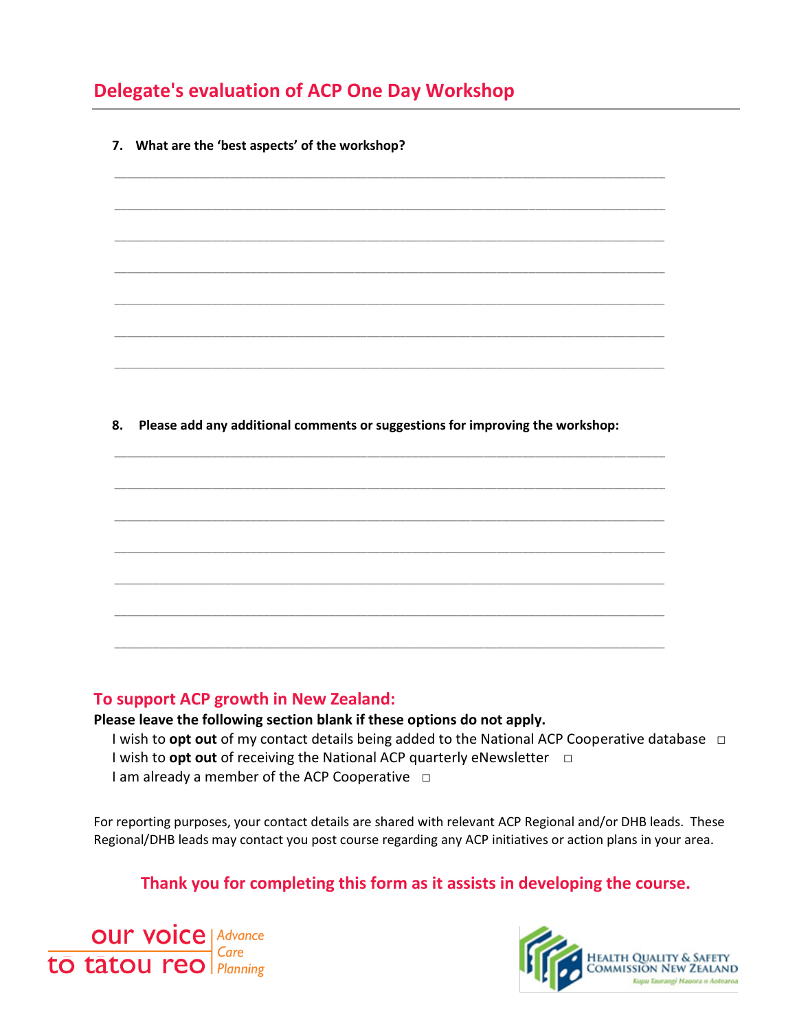## Delegate's evaluation of ACP One Day Workshop

**7. What are the 'best aspects' of the workshop?**

\_\_\_\_\_\_\_\_\_\_\_\_\_\_\_\_\_\_\_\_\_\_\_\_\_\_\_\_\_\_\_\_\_\_\_\_\_\_\_\_\_\_\_\_\_\_\_\_\_\_\_\_\_\_\_\_\_\_\_\_\_\_\_\_\_\_\_\_\_\_\_\_

\_\_\_\_\_\_\_\_\_\_\_\_\_\_\_\_\_\_\_\_\_\_\_\_\_\_\_\_\_\_\_\_\_\_\_\_\_\_\_\_\_\_\_\_\_\_\_\_\_\_\_\_\_\_\_\_\_\_\_\_\_\_\_\_\_\_\_\_\_\_\_\_

\_\_\_\_\_\_\_\_\_\_\_\_\_\_\_\_\_\_\_\_\_\_\_\_\_\_\_\_\_\_\_\_\_\_\_\_\_\_\_\_\_\_\_\_\_\_\_\_\_\_\_\_\_\_\_\_\_\_\_\_\_\_\_\_\_\_\_\_\_\_\_\_

\_\_\_\_\_\_\_\_\_\_\_\_\_\_\_\_\_\_\_\_\_\_\_\_\_\_\_\_\_\_\_\_\_\_\_\_\_\_\_\_\_\_\_\_\_\_\_\_\_\_\_\_\_\_\_\_\_\_\_\_\_\_\_\_\_\_\_\_\_\_\_\_

\_\_\_\_\_\_\_\_\_\_\_\_\_\_\_\_\_\_\_\_\_\_\_\_\_\_\_\_\_\_\_\_\_\_\_\_\_\_\_\_\_\_\_\_\_\_\_\_\_\_\_\_\_\_\_\_\_\_\_\_\_\_\_\_\_\_\_\_\_\_\_\_

\_\_\_\_\_\_\_\_\_\_\_\_\_\_\_\_\_\_\_\_\_\_\_\_\_\_\_\_\_\_\_\_\_\_\_\_\_\_\_\_\_\_\_\_\_\_\_\_\_\_\_\_\_\_\_\_\_\_\_\_\_\_\_\_\_\_\_\_\_\_\_\_

\_\_\_\_\_\_\_\_\_\_\_\_\_\_\_\_\_\_\_\_\_\_\_\_\_\_\_\_\_\_\_\_\_\_\_\_\_\_\_\_\_\_\_\_\_\_\_\_\_\_\_\_\_\_\_\_\_\_\_\_\_\_\_\_\_\_\_\_\_\_\_\_

**8. Please add any additional comments or suggestions for improving the workshop:**

\_\_\_\_\_\_\_\_\_\_\_\_\_\_\_\_\_\_\_\_\_\_\_\_\_\_\_\_\_\_\_\_\_\_\_\_\_\_\_\_\_\_\_\_\_\_\_\_\_\_\_\_\_\_\_\_\_\_\_\_\_\_\_\_\_\_\_\_\_\_\_\_

\_\_\_\_\_\_\_\_\_\_\_\_\_\_\_\_\_\_\_\_\_\_\_\_\_\_\_\_\_\_\_\_\_\_\_\_\_\_\_\_\_\_\_\_\_\_\_\_\_\_\_\_\_\_\_\_\_\_\_\_\_\_\_\_\_\_\_\_\_\_\_\_

\_\_\_\_\_\_\_\_\_\_\_\_\_\_\_\_\_\_\_\_\_\_\_\_\_\_\_\_\_\_\_\_\_\_\_\_\_\_\_\_\_\_\_\_\_\_\_\_\_\_\_\_\_\_\_\_\_\_\_\_\_\_\_\_\_\_\_\_\_\_\_\_

\_\_\_\_\_\_\_\_\_\_\_\_\_\_\_\_\_\_\_\_\_\_\_\_\_\_\_\_\_\_\_\_\_\_\_\_\_\_\_\_\_\_\_\_\_\_\_\_\_\_\_\_\_\_\_\_\_\_\_\_\_\_\_\_\_\_\_\_\_\_\_\_

\_\_\_\_\_\_\_\_\_\_\_\_\_\_\_\_\_\_\_\_\_\_\_\_\_\_\_\_\_\_\_\_\_\_\_\_\_\_\_\_\_\_\_\_\_\_\_\_\_\_\_\_\_\_\_\_\_\_\_\_\_\_\_\_\_\_\_\_\_\_\_\_

\_\_\_\_\_\_\_\_\_\_\_\_\_\_\_\_\_\_\_\_\_\_\_\_\_\_\_\_\_\_\_\_\_\_\_\_\_\_\_\_\_\_\_\_\_\_\_\_\_\_\_\_\_\_\_\_\_\_\_\_\_\_\_\_\_\_\_\_\_\_\_\_

\_\_\_\_\_\_\_\_\_\_\_\_\_\_\_\_\_\_\_\_\_\_\_\_\_\_\_\_\_\_\_\_\_\_\_\_\_\_\_\_\_\_\_\_\_\_\_\_\_\_\_\_\_\_\_\_\_\_\_\_\_\_\_\_\_\_\_\_\_\_\_\_

### To support ACP growth in New Zealand:

**Please leave the following section blank if these options do not apply.**

- I wish to **opt out** of my contact details being added to the National ACP Cooperative database ☐
- I wish to **opt out** of receiving the National ACP quarterly eNewsletter ☐
- I am already a member of the ACP Cooperative ☐

For reporting purposes, your contact details are shared with relevant ACP Regional and/or DHB leads. These Regional/DHB leads may contact you post course regarding any ACP initiatives or action plans in your area.

**Thank you for completing this form as it assists in developing the course.**

our voice to tatou reo | Advance Care Planning

Health Quality & Safety Commission New Zealand
Kupu Taurangi Hauora o Aotearoa